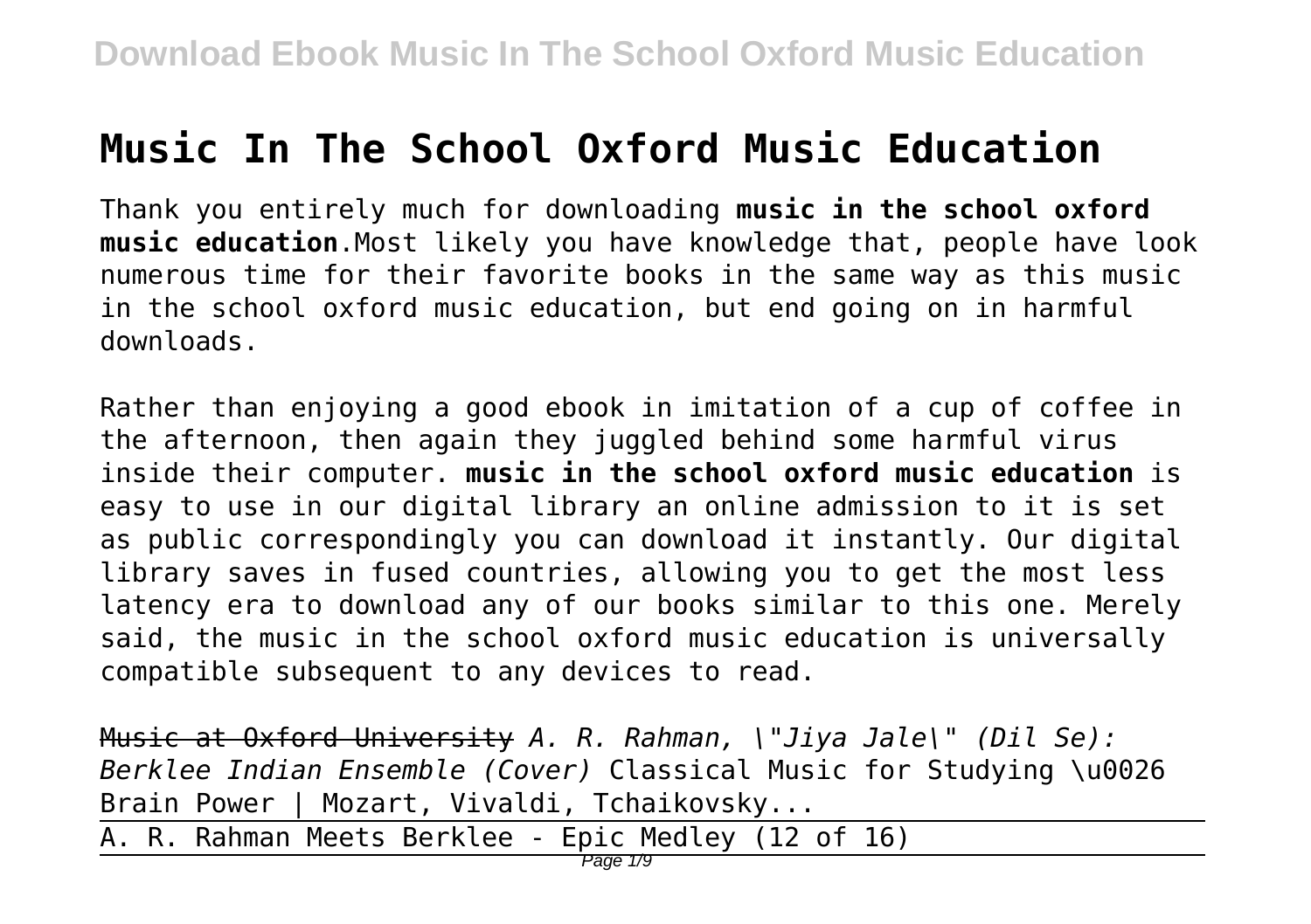# Music In The School Oxford Music Education

Thank you entirely much for downloading **music in the school oxford music education**.Most likely you have knowledge that, people have look numerous time for their favorite books in the same way as this music in the school oxford music education, but end going on in harmful downloads.

Rather than enjoying a good ebook in imitation of a cup of coffee in the afternoon, then again they juggled behind some harmful virus inside their computer. **music in the school oxford music education** is easy to use in our digital library an online admission to it is set as public correspondingly you can download it instantly. Our digital library saves in fused countries, allowing you to get the most less latency era to download any of our books similar to this one. Merely said, the music in the school oxford music education is universally compatible subsequent to any devices to read.

~~Music at Oxford University~~ *A. R. Rahman, \"Jiya Jale\" (Dil Se): Berklee Indian Ensemble (Cover)* Classical Music for Studying \u0026 Brain Power | Mozart, Vivaldi, Tchaikovsky...

A. R. Rahman Meets Berklee - Epic Medley (12 of 16)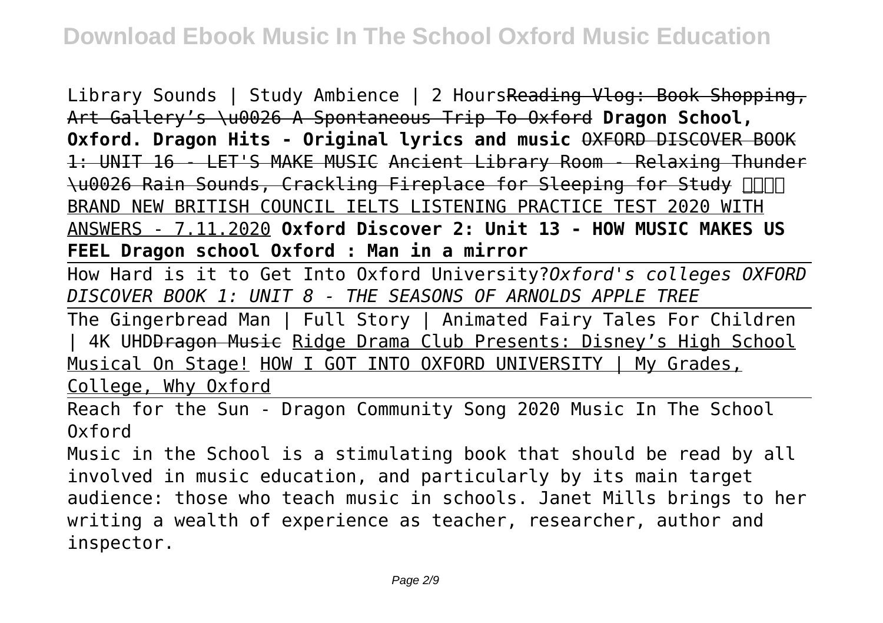Library Sounds | Study Ambience | 2 Hours~~Reading Vlog: Book Shopping, Art Gallery's \u0026 A Spontaneous Trip To Oxford~~ **Dragon School, Oxford. Dragon Hits - Original lyrics and music** ~~OXFORD DISCOVER BOOK 1: UNIT 16 - LET'S MAKE MUSIC~~ ~~Ancient Library Room - Relaxing Thunder \u0026 Rain Sounds, Crackling Fireplace for Sleeping for Study 📖📖~~ BRAND NEW BRITISH COUNCIL IELTS LISTENING PRACTICE TEST 2020 WITH ANSWERS - 7.11.2020 **Oxford Discover 2: Unit 13 - HOW MUSIC MAKES US FEEL Dragon school Oxford : Man in a mirror**

How Hard is it to Get Into Oxford University?*Oxford's colleges OXFORD DISCOVER BOOK 1: UNIT 8 - THE SEASONS OF ARNOLDS APPLE TREE*

The Gingerbread Man | Full Story | Animated Fairy Tales For Children | 4K UHD~~Dragon Music~~ Ridge Drama Club Presents: Disney's High School Musical On Stage! HOW I GOT INTO OXFORD UNIVERSITY | My Grades, College, Why Oxford

Reach for the Sun - Dragon Community Song 2020 Music In The School Oxford

Music in the School is a stimulating book that should be read by all involved in music education, and particularly by its main target audience: those who teach music in schools. Janet Mills brings to her writing a wealth of experience as teacher, researcher, author and inspector.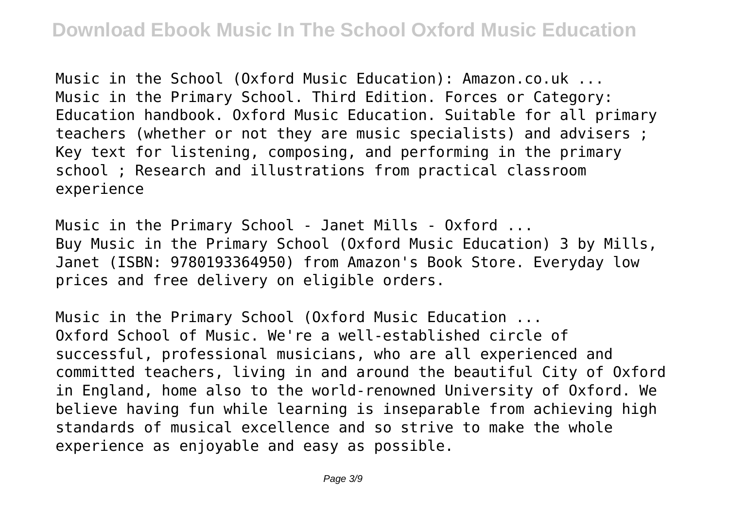Music in the School (Oxford Music Education): Amazon.co.uk ...
Music in the Primary School. Third Edition. Forces or Category: Education handbook. Oxford Music Education. Suitable for all primary teachers (whether or not they are music specialists) and advisers ; Key text for listening, composing, and performing in the primary school ; Research and illustrations from practical classroom experience

Music in the Primary School - Janet Mills - Oxford ...
Buy Music in the Primary School (Oxford Music Education) 3 by Mills, Janet (ISBN: 9780193364950) from Amazon's Book Store. Everyday low prices and free delivery on eligible orders.

Music in the Primary School (Oxford Music Education ...
Oxford School of Music. We're a well-established circle of successful, professional musicians, who are all experienced and committed teachers, living in and around the beautiful City of Oxford in England, home also to the world-renowned University of Oxford. We believe having fun while learning is inseparable from achieving high standards of musical excellence and so strive to make the whole experience as enjoyable and easy as possible.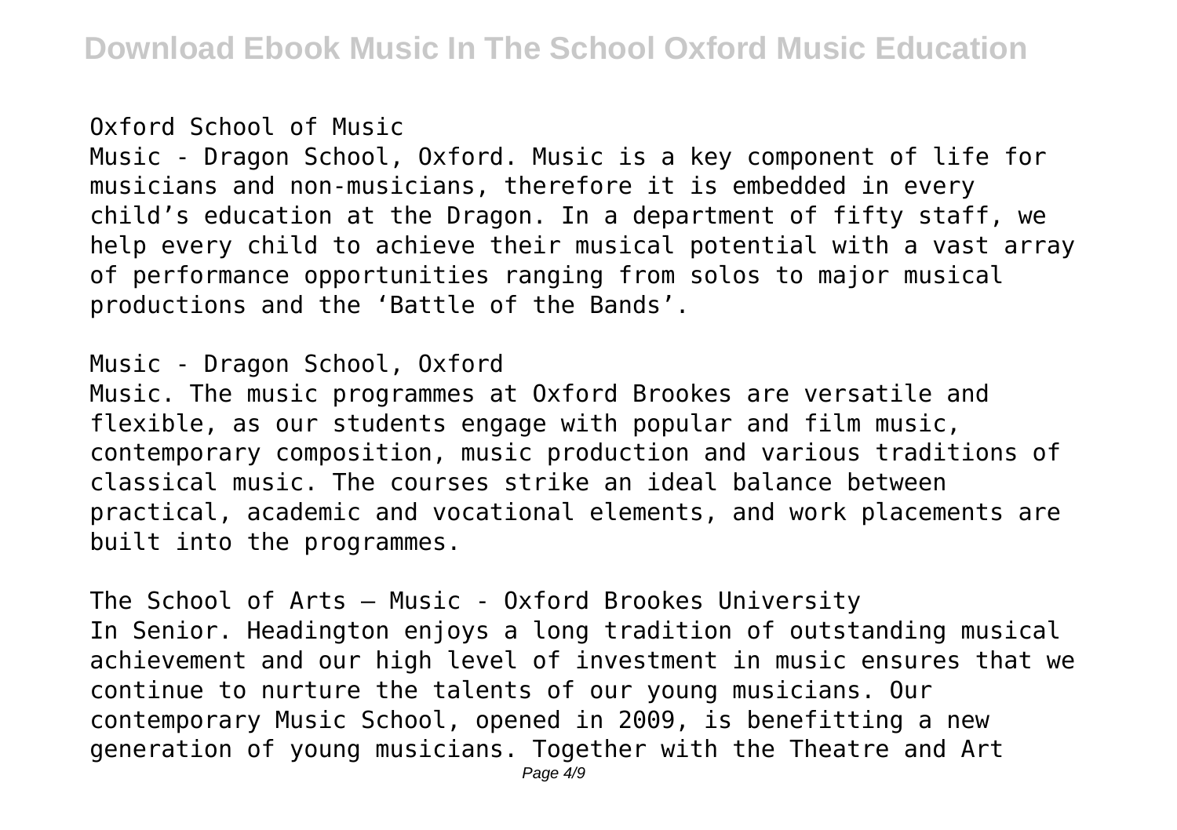Oxford School of Music

Music - Dragon School, Oxford. Music is a key component of life for musicians and non-musicians, therefore it is embedded in every child's education at the Dragon. In a department of fifty staff, we help every child to achieve their musical potential with a vast array of performance opportunities ranging from solos to major musical productions and the 'Battle of the Bands'.

Music - Dragon School, Oxford

Music. The music programmes at Oxford Brookes are versatile and flexible, as our students engage with popular and film music, contemporary composition, music production and various traditions of classical music. The courses strike an ideal balance between practical, academic and vocational elements, and work placements are built into the programmes.

The School of Arts – Music - Oxford Brookes University

In Senior. Headington enjoys a long tradition of outstanding musical achievement and our high level of investment in music ensures that we continue to nurture the talents of our young musicians. Our contemporary Music School, opened in 2009, is benefitting a new generation of young musicians. Together with the Theatre and Art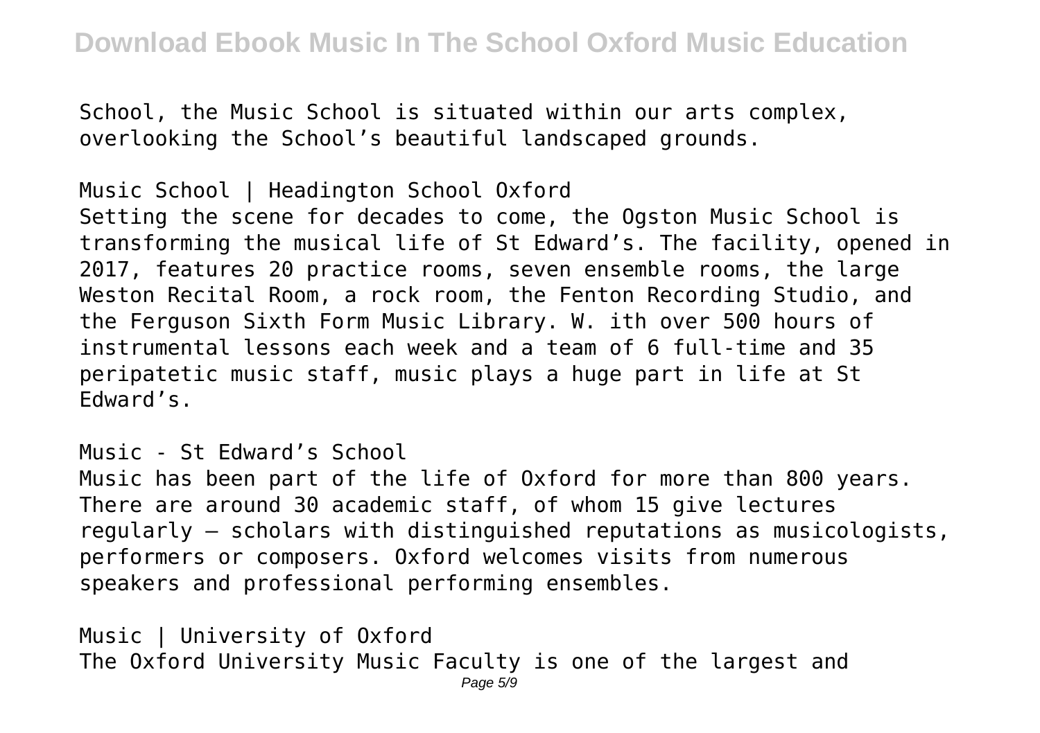School, the Music School is situated within our arts complex, overlooking the School's beautiful landscaped grounds.

Music School | Headington School Oxford

Setting the scene for decades to come, the Ogston Music School is transforming the musical life of St Edward's. The facility, opened in 2017, features 20 practice rooms, seven ensemble rooms, the large Weston Recital Room, a rock room, the Fenton Recording Studio, and the Ferguson Sixth Form Music Library. W. ith over 500 hours of instrumental lessons each week and a team of 6 full-time and 35 peripatetic music staff, music plays a huge part in life at St Edward's.

Music - St Edward's School

Music has been part of the life of Oxford for more than 800 years. There are around 30 academic staff, of whom 15 give lectures regularly – scholars with distinguished reputations as musicologists, performers or composers. Oxford welcomes visits from numerous speakers and professional performing ensembles.

Music | University of Oxford

The Oxford University Music Faculty is one of the largest and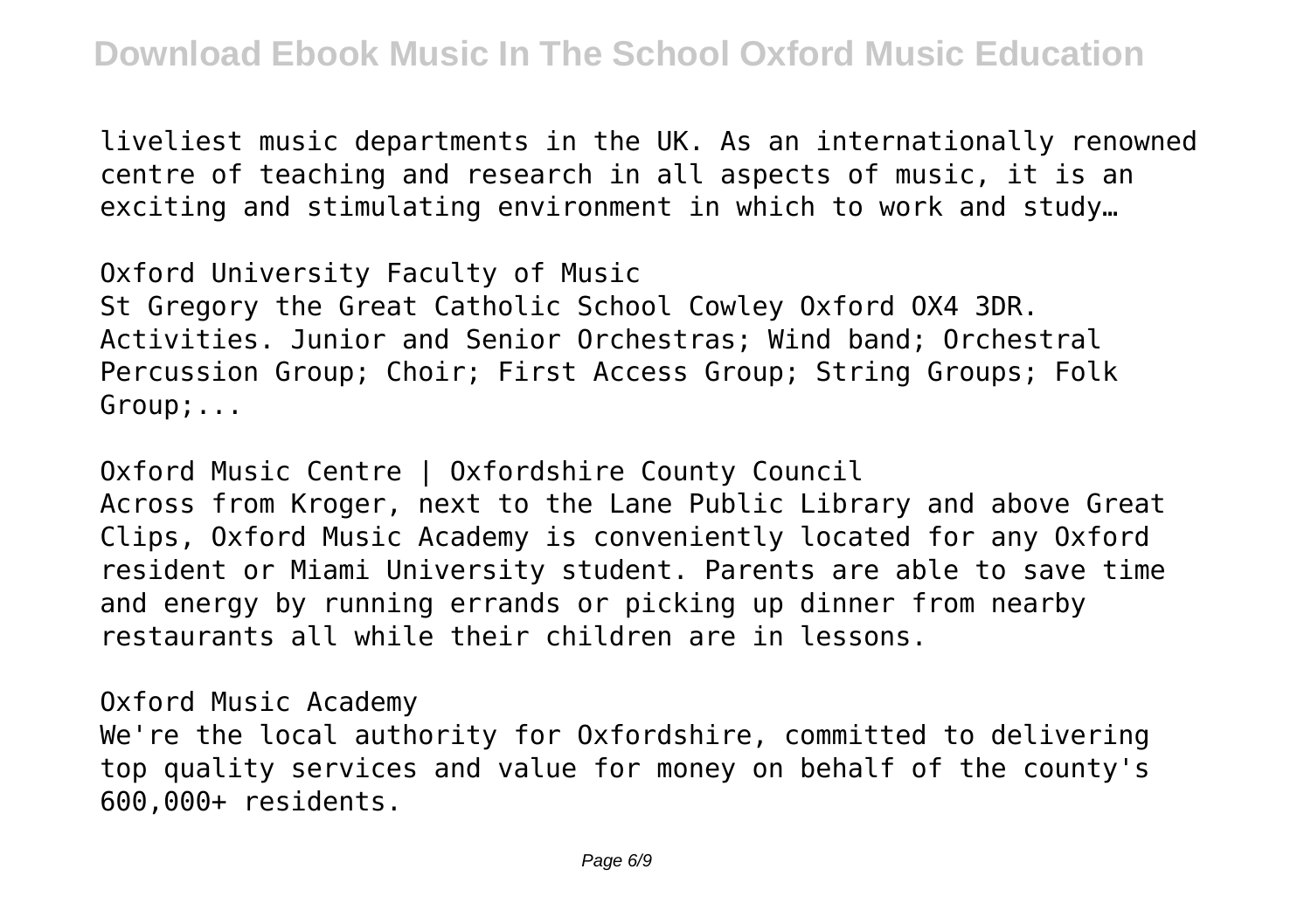liveliest music departments in the UK. As an internationally renowned centre of teaching and research in all aspects of music, it is an exciting and stimulating environment in which to work and study…

Oxford University Faculty of Music
St Gregory the Great Catholic School Cowley Oxford OX4 3DR. Activities. Junior and Senior Orchestras; Wind band; Orchestral Percussion Group; Choir; First Access Group; String Groups; Folk Group;...

Oxford Music Centre | Oxfordshire County Council
Across from Kroger, next to the Lane Public Library and above Great Clips, Oxford Music Academy is conveniently located for any Oxford resident or Miami University student. Parents are able to save time and energy by running errands or picking up dinner from nearby restaurants all while their children are in lessons.

Oxford Music Academy
We're the local authority for Oxfordshire, committed to delivering top quality services and value for money on behalf of the county's 600,000+ residents.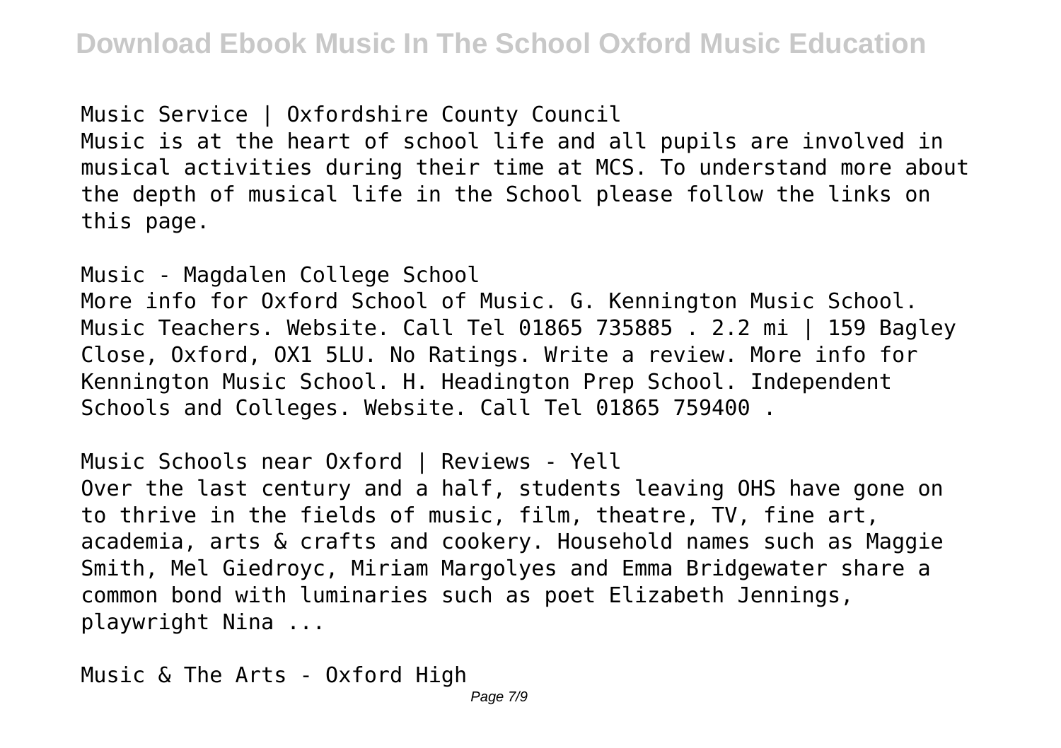Music Service | Oxfordshire County Council

Music is at the heart of school life and all pupils are involved in musical activities during their time at MCS. To understand more about the depth of musical life in the School please follow the links on this page.

Music - Magdalen College School

More info for Oxford School of Music. G. Kennington Music School. Music Teachers. Website. Call Tel 01865 735885 . 2.2 mi | 159 Bagley Close, Oxford, OX1 5LU. No Ratings. Write a review. More info for Kennington Music School. H. Headington Prep School. Independent Schools and Colleges. Website. Call Tel 01865 759400 .

Music Schools near Oxford | Reviews - Yell

Over the last century and a half, students leaving OHS have gone on to thrive in the fields of music, film, theatre, TV, fine art, academia, arts & crafts and cookery. Household names such as Maggie Smith, Mel Giedroyc, Miriam Margolyes and Emma Bridgewater share a common bond with luminaries such as poet Elizabeth Jennings, playwright Nina ...

Music & The Arts - Oxford High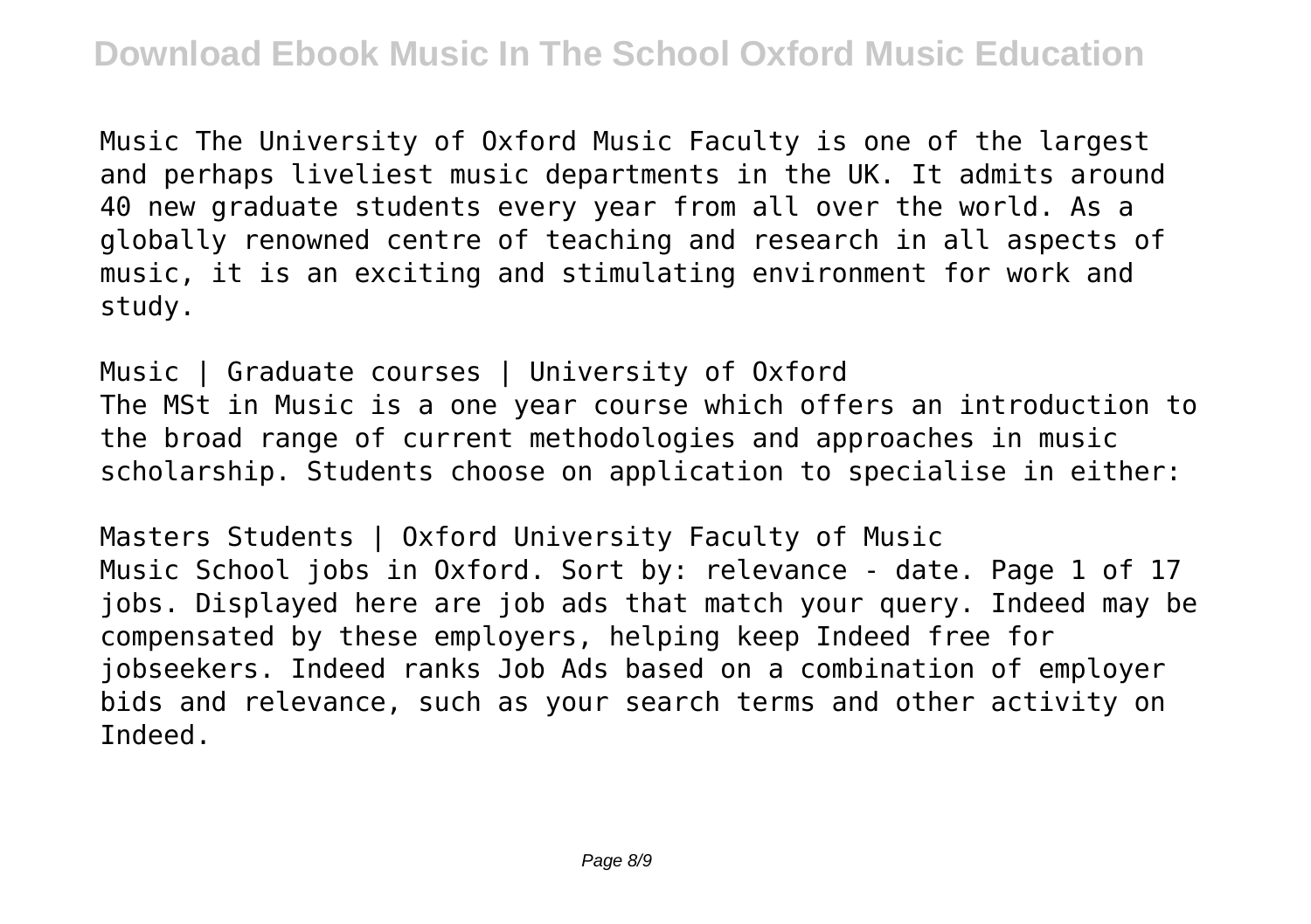Music The University of Oxford Music Faculty is one of the largest and perhaps liveliest music departments in the UK. It admits around 40 new graduate students every year from all over the world. As a globally renowned centre of teaching and research in all aspects of music, it is an exciting and stimulating environment for work and study.

Music | Graduate courses | University of Oxford
The MSt in Music is a one year course which offers an introduction to the broad range of current methodologies and approaches in music scholarship. Students choose on application to specialise in either:

Masters Students | Oxford University Faculty of Music
Music School jobs in Oxford. Sort by: relevance - date. Page 1 of 17 jobs. Displayed here are job ads that match your query. Indeed may be compensated by these employers, helping keep Indeed free for jobseekers. Indeed ranks Job Ads based on a combination of employer bids and relevance, such as your search terms and other activity on Indeed.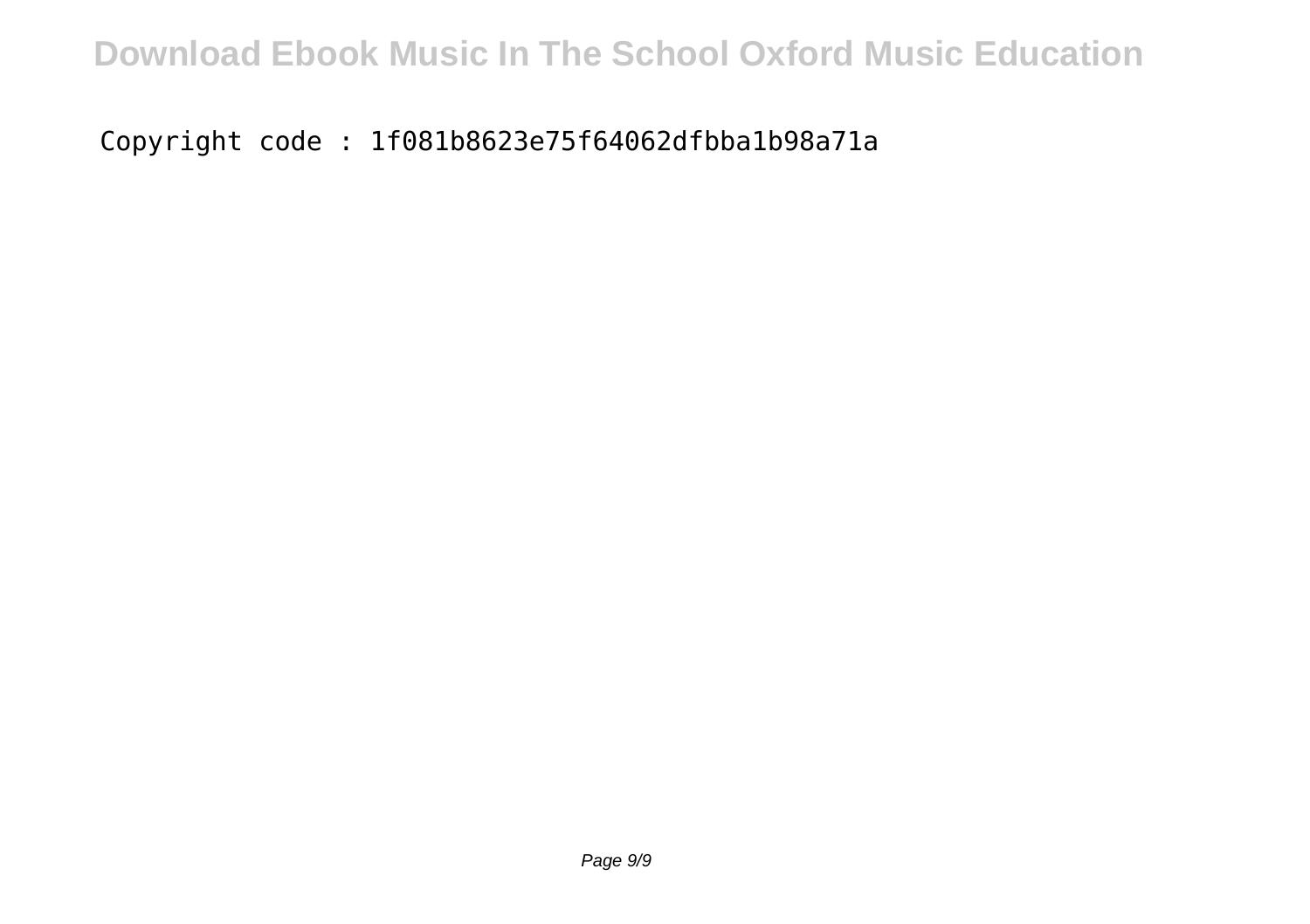Copyright code : 1f081b8623e75f64062dfbba1b98a71a